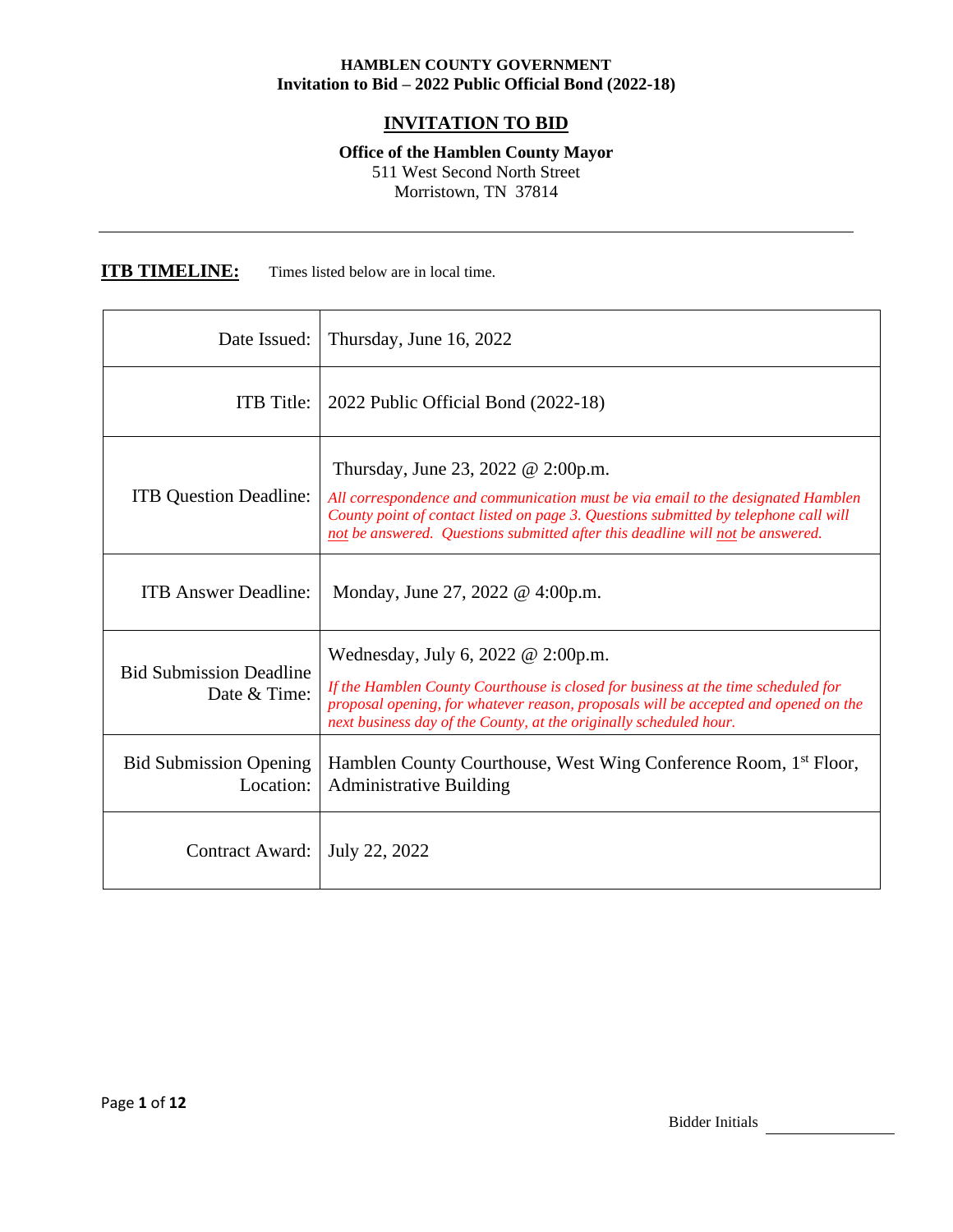# INVITATION TO BID

**Office of the Hamblen County Mayor**
511 West Second North Street
Morristown, TN 37814

---

**ITB TIMELINE:** Times listed below are in local time.

| | |
|---|---|
| Date Issued: | Thursday, June 16, 2022 |
| ITB Title: | 2022 Public Official Bond (2022-18) |
| ITB Question Deadline: | Thursday, June 23, 2022 @ 2:00p.m. *All correspondence and communication must be via email to the designated Hamblen County point of contact listed on page 3. Questions submitted by telephone call will not be answered. Questions submitted after this deadline will not be answered.* |
| ITB Answer Deadline: | Monday, June 27, 2022 @ 4:00p.m. |
| Bid Submission Deadline Date & Time: | Wednesday, July 6, 2022 @ 2:00p.m. *If the Hamblen County Courthouse is closed for business at the time scheduled for proposal opening, for whatever reason, proposals will be accepted and opened on the next business day of the County, at the originally scheduled hour.* |
| Bid Submission Opening Location: | Hamblen County Courthouse, West Wing Conference Room, 1st Floor, Administrative Building |
| Contract Award: | July 22, 2022 |

Bidder Initials ____________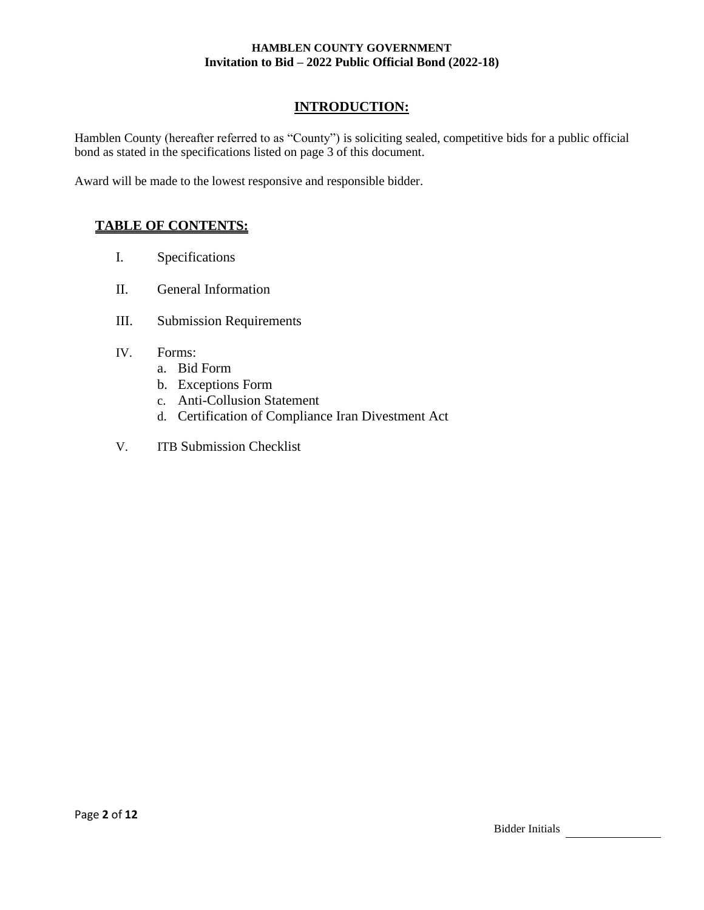## INTRODUCTION:

Hamblen County (hereafter referred to as "County") is soliciting sealed, competitive bids for a public official bond as stated in the specifications listed on page 3 of this document.

Award will be made to the lowest responsive and responsible bidder.

## TABLE OF CONTENTS:

I. Specifications

II. General Information

III. Submission Requirements

IV. Forms:
   a. Bid Form
   b. Exceptions Form
   c. Anti-Collusion Statement
   d. Certification of Compliance Iran Divestment Act

V. ITB Submission Checklist

Bidder Initials \_\_\_\_\_\_\_\_\_\_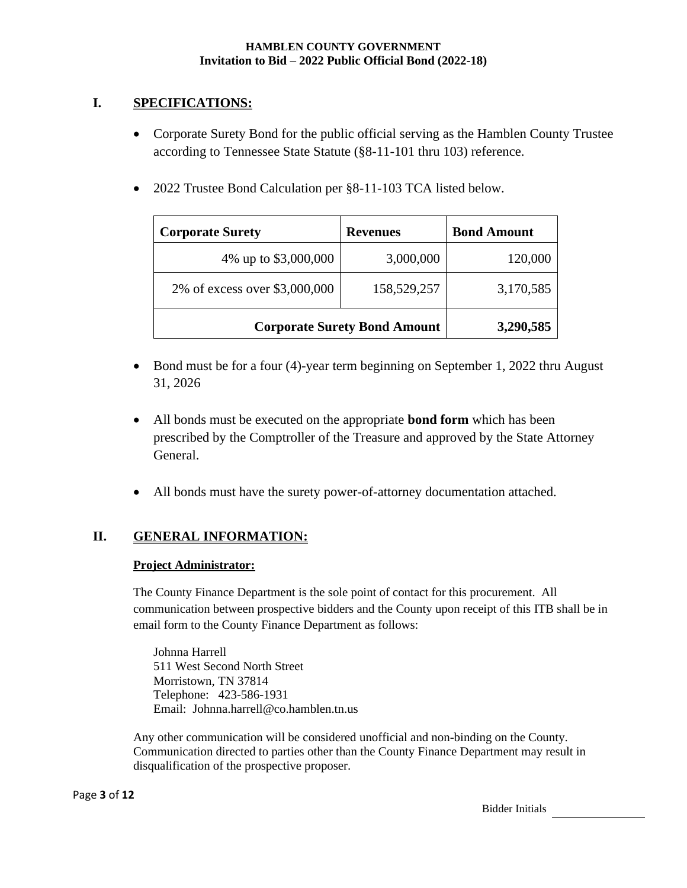**HAMBLEN COUNTY GOVERNMENT**
**Invitation to Bid – 2022 Public Official Bond (2022-18)**

## I. SPECIFICATIONS:

- Corporate Surety Bond for the public official serving as the Hamblen County Trustee according to Tennessee State Statute (§8-11-101 thru 103) reference.

- 2022 Trustee Bond Calculation per §8-11-103 TCA listed below.

| Corporate Surety | Revenues | Bond Amount |
|---|---|---|
| 4% up to $3,000,000 | 3,000,000 | 120,000 |
| 2% of excess over $3,000,000 | 158,529,257 | 3,170,585 |
| **Corporate Surety Bond Amount** | | **3,290,585** |

- Bond must be for a four (4)-year term beginning on September 1, 2022 thru August 31, 2026

- All bonds must be executed on the appropriate **bond form** which has been prescribed by the Comptroller of the Treasure and approved by the State Attorney General.

- All bonds must have the surety power-of-attorney documentation attached.

## II. GENERAL INFORMATION:

**Project Administrator:**

The County Finance Department is the sole point of contact for this procurement. All communication between prospective bidders and the County upon receipt of this ITB shall be in email form to the County Finance Department as follows:

Johnna Harrell
511 West Second North Street
Morristown, TN 37814
Telephone: 423-586-1931
Email: Johnna.harrell@co.hamblen.tn.us

Any other communication will be considered unofficial and non-binding on the County. Communication directed to parties other than the County Finance Department may result in disqualification of the prospective proposer.

Bidder Initials \_\_\_\_\_\_\_\_\_\_\_\_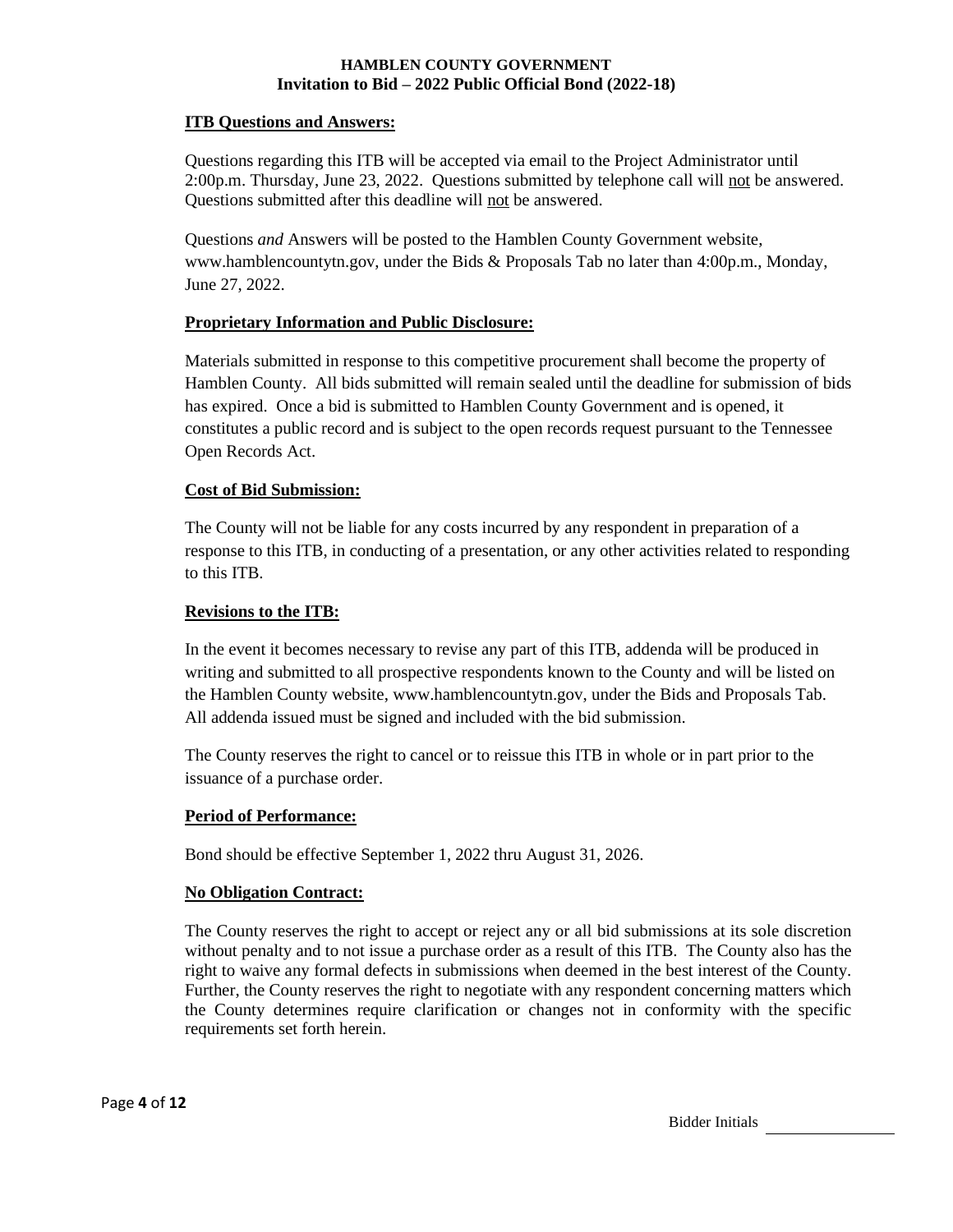## ITB Questions and Answers:

Questions regarding this ITB will be accepted via email to the Project Administrator until 2:00p.m. Thursday, June 23, 2022. Questions submitted by telephone call will not be answered. Questions submitted after this deadline will not be answered.

Questions *and* Answers will be posted to the Hamblen County Government website, www.hamblencountytn.gov, under the Bids & Proposals Tab no later than 4:00p.m., Monday, June 27, 2022.

## Proprietary Information and Public Disclosure:

Materials submitted in response to this competitive procurement shall become the property of Hamblen County. All bids submitted will remain sealed until the deadline for submission of bids has expired. Once a bid is submitted to Hamblen County Government and is opened, it constitutes a public record and is subject to the open records request pursuant to the Tennessee Open Records Act.

## Cost of Bid Submission:

The County will not be liable for any costs incurred by any respondent in preparation of a response to this ITB, in conducting of a presentation, or any other activities related to responding to this ITB.

## Revisions to the ITB:

In the event it becomes necessary to revise any part of this ITB, addenda will be produced in writing and submitted to all prospective respondents known to the County and will be listed on the Hamblen County website, www.hamblencountytn.gov, under the Bids and Proposals Tab. All addenda issued must be signed and included with the bid submission.

The County reserves the right to cancel or to reissue this ITB in whole or in part prior to the issuance of a purchase order.

## Period of Performance:

Bond should be effective September 1, 2022 thru August 31, 2026.

## No Obligation Contract:

The County reserves the right to accept or reject any or all bid submissions at its sole discretion without penalty and to not issue a purchase order as a result of this ITB. The County also has the right to waive any formal defects in submissions when deemed in the best interest of the County. Further, the County reserves the right to negotiate with any respondent concerning matters which the County determines require clarification or changes not in conformity with the specific requirements set forth herein.

Bidder Initials \_\_\_\_\_\_\_\_\_\_\_\_\_\_\_\_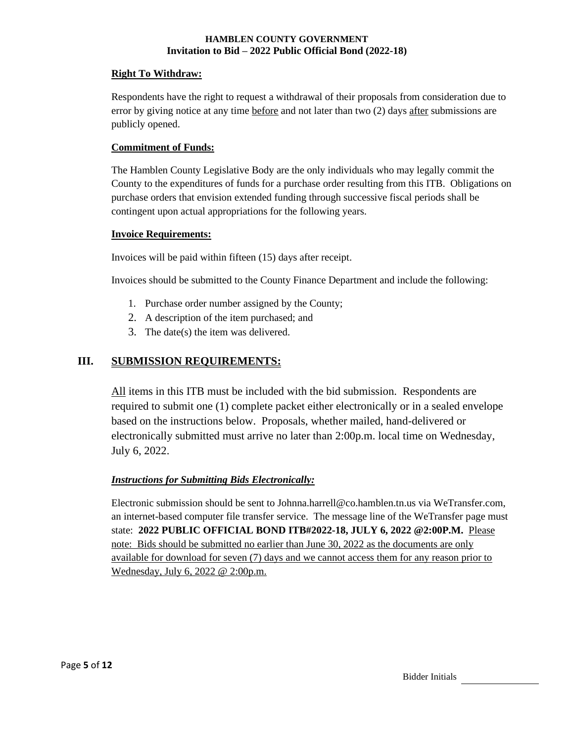**Right To Withdraw:**

Respondents have the right to request a withdrawal of their proposals from consideration due to error by giving notice at any time before and not later than two (2) days after submissions are publicly opened.

**Commitment of Funds:**

The Hamblen County Legislative Body are the only individuals who may legally commit the County to the expenditures of funds for a purchase order resulting from this ITB. Obligations on purchase orders that envision extended funding through successive fiscal periods shall be contingent upon actual appropriations for the following years.

**Invoice Requirements:**

Invoices will be paid within fifteen (15) days after receipt.

Invoices should be submitted to the County Finance Department and include the following:

1. Purchase order number assigned by the County;
2. A description of the item purchased; and
3. The date(s) the item was delivered.

## III. SUBMISSION REQUIREMENTS:

All items in this ITB must be included with the bid submission. Respondents are required to submit one (1) complete packet either electronically or in a sealed envelope based on the instructions below. Proposals, whether mailed, hand-delivered or electronically submitted must arrive no later than 2:00p.m. local time on Wednesday, July 6, 2022.

***Instructions for Submitting Bids Electronically:***

Electronic submission should be sent to Johnna.harrell@co.hamblen.tn.us via WeTransfer.com, an internet-based computer file transfer service. The message line of the WeTransfer page must state: **2022 PUBLIC OFFICIAL BOND ITB#2022-18, JULY 6, 2022 @2:00P.M.** Please note: Bids should be submitted no earlier than June 30, 2022 as the documents are only available for download for seven (7) days and we cannot access them for any reason prior to Wednesday, July 6, 2022 @ 2:00p.m.

Bidder Initials \_\_\_\_\_\_\_\_\_\_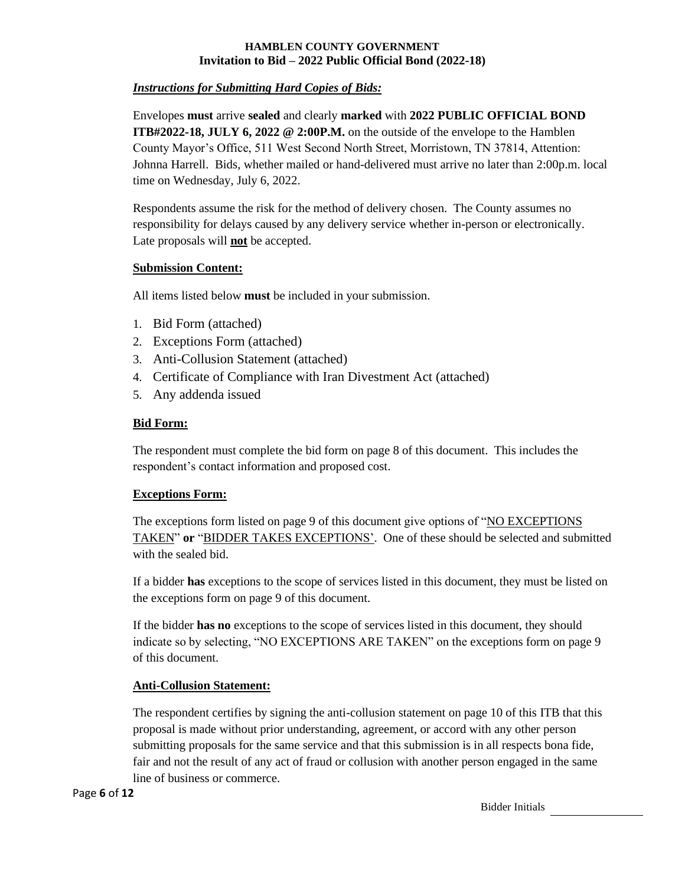***Instructions for Submitting Hard Copies of Bids:***

Envelopes **must** arrive **sealed** and clearly **marked** with **2022 PUBLIC OFFICIAL BOND ITB#2022-18, JULY 6, 2022 @ 2:00P.M.** on the outside of the envelope to the Hamblen County Mayor's Office, 511 West Second North Street, Morristown, TN 37814, Attention: Johnna Harrell. Bids, whether mailed or hand-delivered must arrive no later than 2:00p.m. local time on Wednesday, July 6, 2022.

Respondents assume the risk for the method of delivery chosen. The County assumes no responsibility for delays caused by any delivery service whether in-person or electronically. Late proposals will **not** be accepted.

**Submission Content:**

All items listed below **must** be included in your submission.

1. Bid Form (attached)
2. Exceptions Form (attached)
3. Anti-Collusion Statement (attached)
4. Certificate of Compliance with Iran Divestment Act (attached)
5. Any addenda issued

**Bid Form:**

The respondent must complete the bid form on page 8 of this document. This includes the respondent's contact information and proposed cost.

**Exceptions Form:**

The exceptions form listed on page 9 of this document give options of "NO EXCEPTIONS TAKEN" **or** "BIDDER TAKES EXCEPTIONS'. One of these should be selected and submitted with the sealed bid.

If a bidder **has** exceptions to the scope of services listed in this document, they must be listed on the exceptions form on page 9 of this document.

If the bidder **has no** exceptions to the scope of services listed in this document, they should indicate so by selecting, "NO EXCEPTIONS ARE TAKEN" on the exceptions form on page 9 of this document.

**Anti-Collusion Statement:**

The respondent certifies by signing the anti-collusion statement on page 10 of this ITB that this proposal is made without prior understanding, agreement, or accord with any other person submitting proposals for the same service and that this submission is in all respects bona fide, fair and not the result of any act of fraud or collusion with another person engaged in the same line of business or commerce.

Bidder Initials \_\_\_\_\_\_\_\_\_\_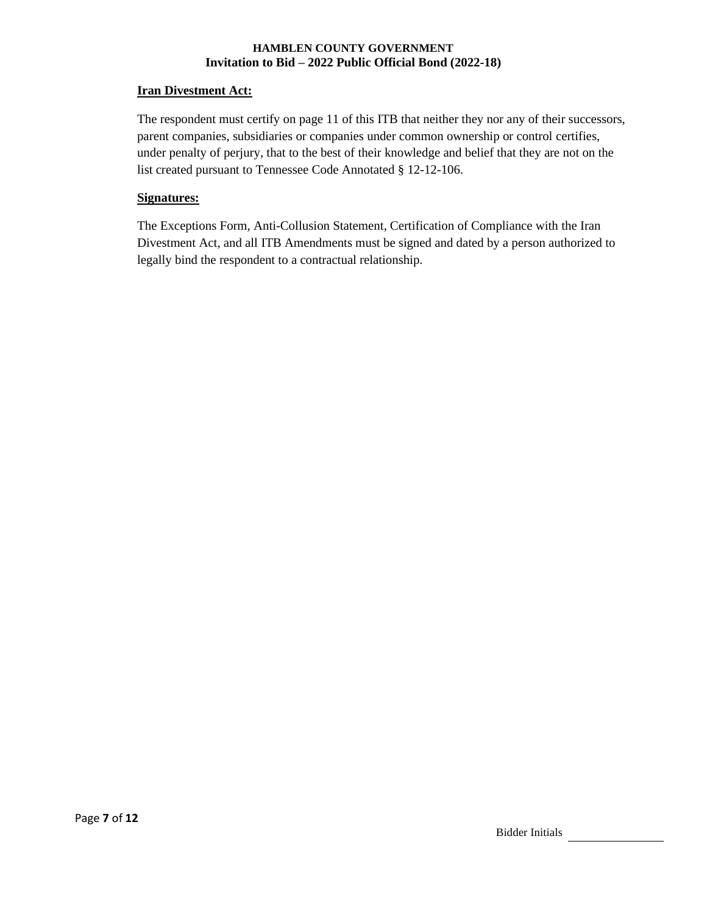**Iran Divestment Act:**

The respondent must certify on page 11 of this ITB that neither they nor any of their successors, parent companies, subsidiaries or companies under common ownership or control certifies, under penalty of perjury, that to the best of their knowledge and belief that they are not on the list created pursuant to Tennessee Code Annotated § 12-12-106.

**Signatures:**

The Exceptions Form, Anti-Collusion Statement, Certification of Compliance with the Iran Divestment Act, and all ITB Amendments must be signed and dated by a person authorized to legally bind the respondent to a contractual relationship.

Bidder Initials \_\_\_\_\_\_\_\_\_\_\_\_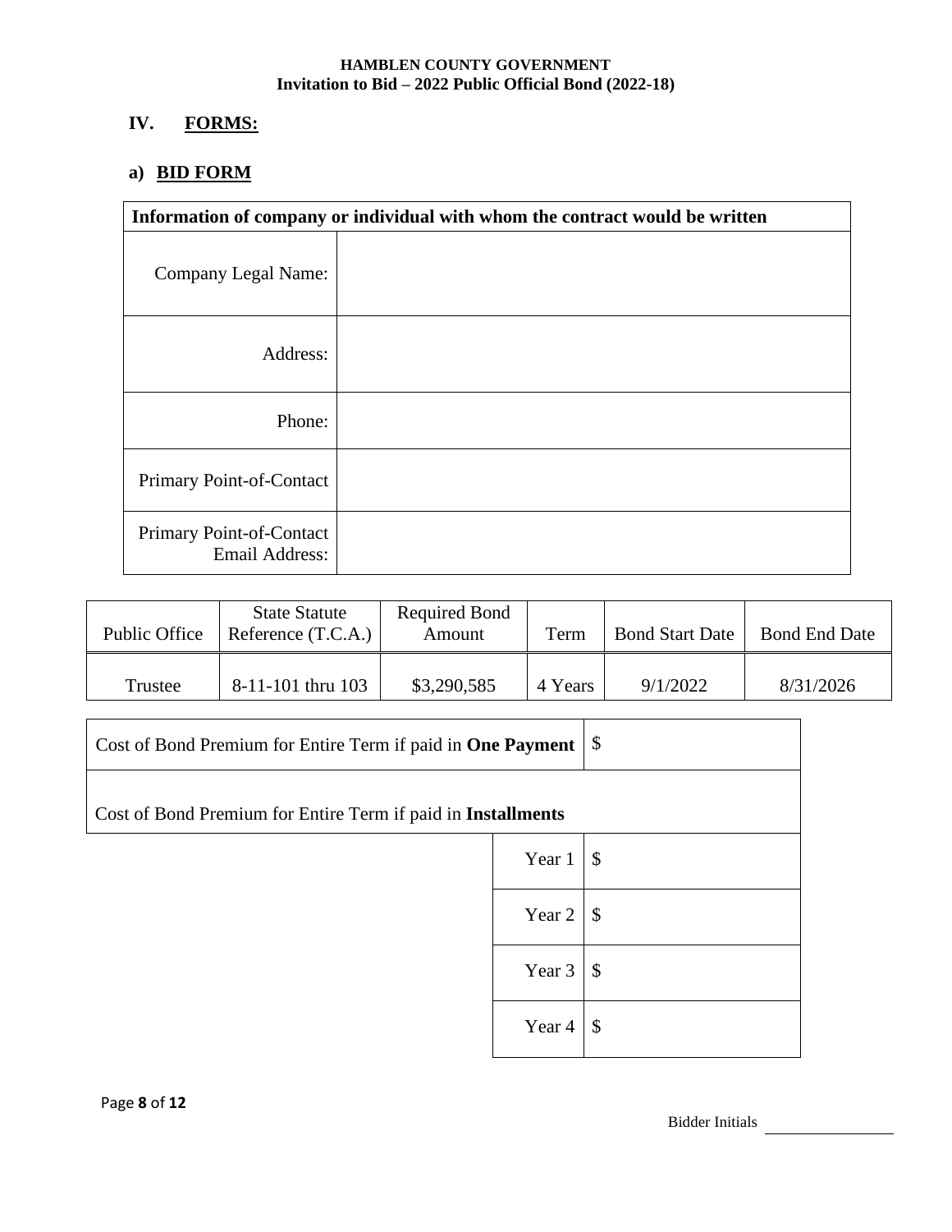## IV. FORMS:

### a) BID FORM

| Information of company or individual with whom the contract would be written | |
|---|---|
| Company Legal Name: | |
| Address: | |
| Phone: | |
| Primary Point-of-Contact | |
| Primary Point-of-Contact Email Address: | |

| Public Office | State Statute Reference (T.C.A.) | Required Bond Amount | Term | Bond Start Date | Bond End Date |
|---|---|---|---|---|---|
| Trustee | 8-11-101 thru 103 | $3,290,585 | 4 Years | 9/1/2022 | 8/31/2026 |

| | | |
|---|---|---|
| Cost of Bond Premium for Entire Term if paid in **One Payment** | | $ |
| Cost of Bond Premium for Entire Term if paid in **Installments** | | |
| | Year 1 | $ |
| | Year 2 | $ |
| | Year 3 | $ |
| | Year 4 | $ |

Bidder Initials ________________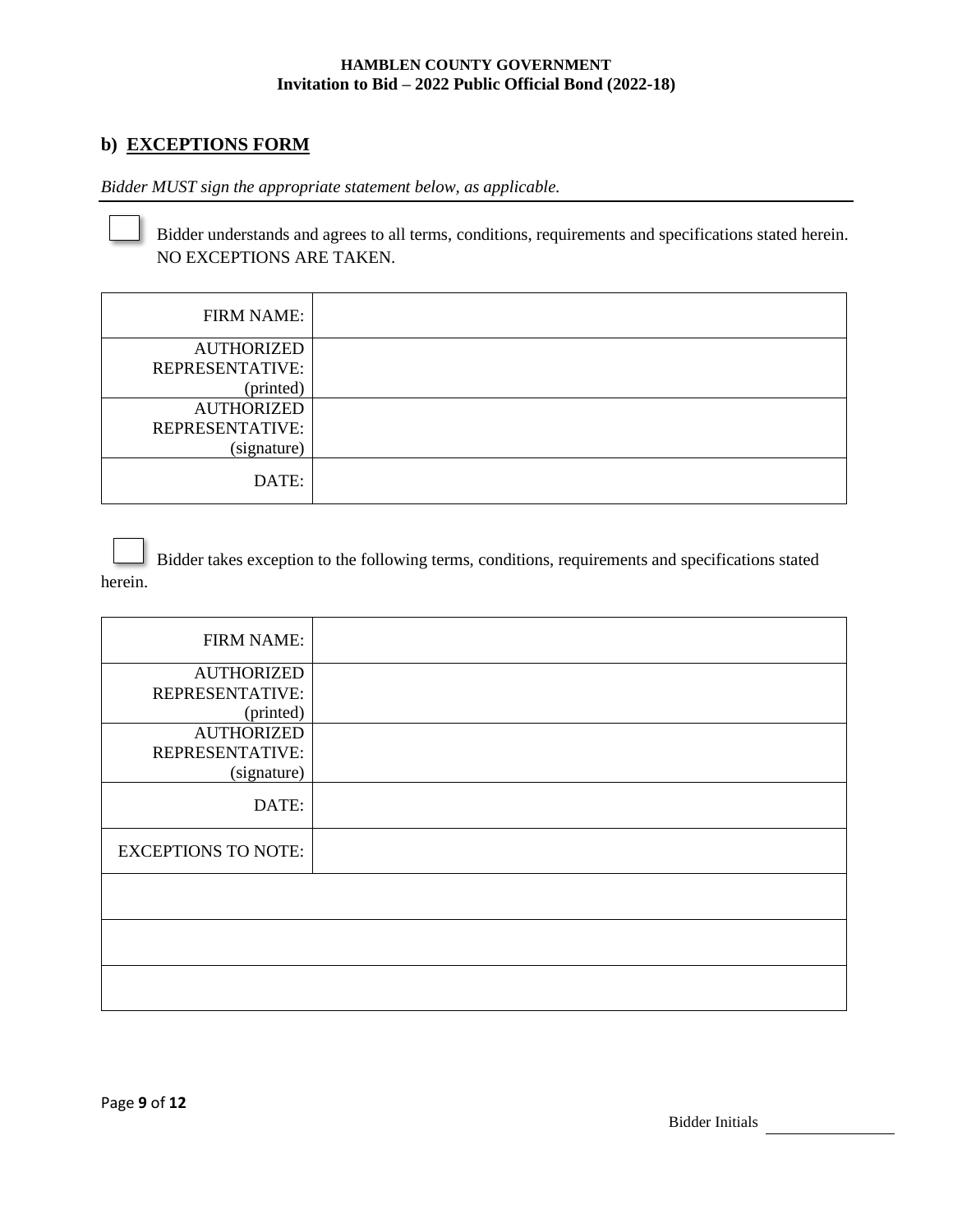## b) EXCEPTIONS FORM

*Bidder MUST sign the appropriate statement below, as applicable.*

☐ Bidder understands and agrees to all terms, conditions, requirements and specifications stated herein. NO EXCEPTIONS ARE TAKEN.

| FIRM NAME: | |
|---|---|
| AUTHORIZED REPRESENTATIVE: (printed) | |
| AUTHORIZED REPRESENTATIVE: (signature) | |
| DATE: | |

☐ Bidder takes exception to the following terms, conditions, requirements and specifications stated herein.

| FIRM NAME: | |
|---|---|
| AUTHORIZED REPRESENTATIVE: (printed) | |
| AUTHORIZED REPRESENTATIVE: (signature) | |
| DATE: | |
| EXCEPTIONS TO NOTE: | |
| | |
| | |
| | |

Bidder Initials \_\_\_\_\_\_\_\_\_\_\_\_\_\_\_\_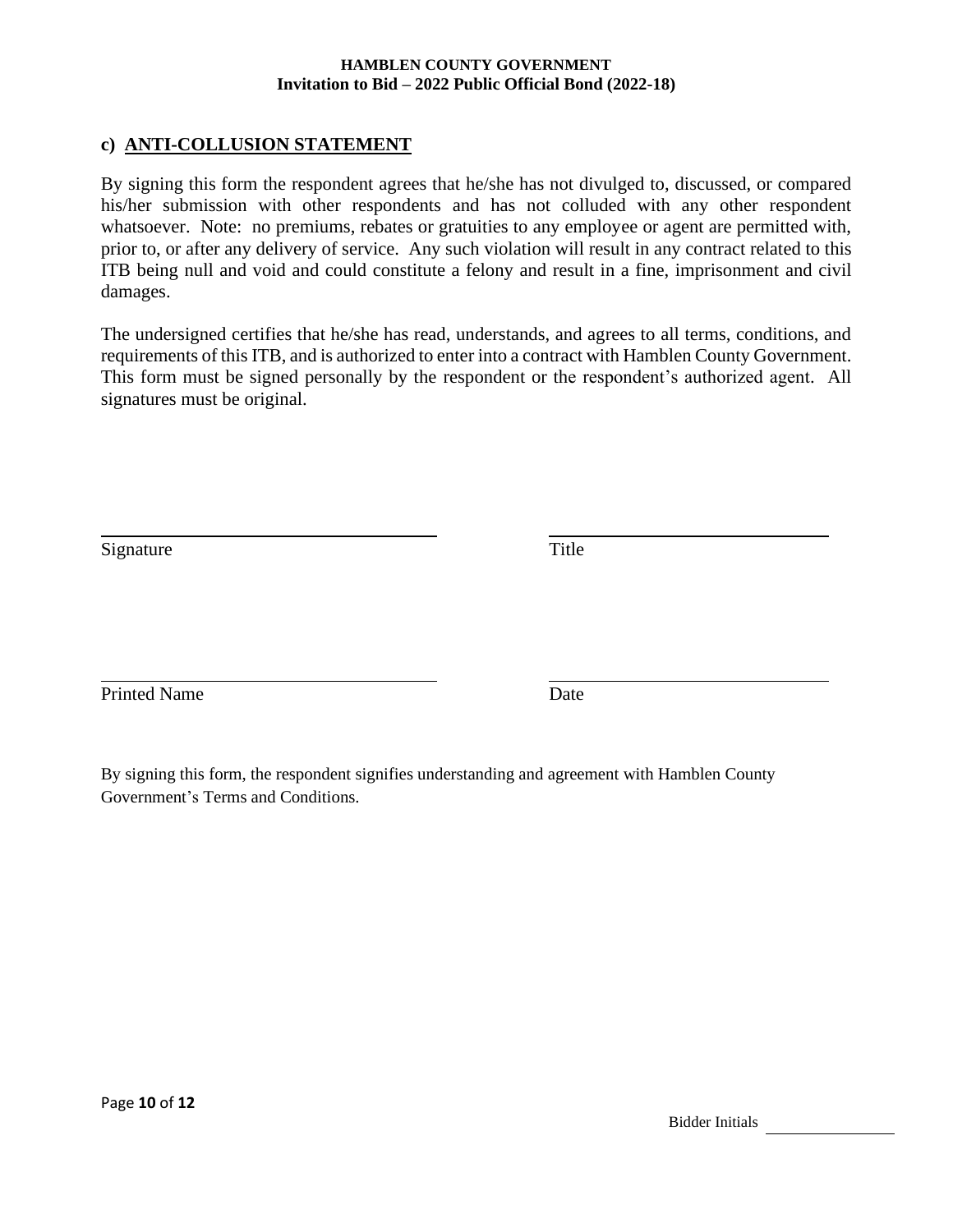## c) ANTI-COLLUSION STATEMENT

By signing this form the respondent agrees that he/she has not divulged to, discussed, or compared his/her submission with other respondents and has not colluded with any other respondent whatsoever. Note: no premiums, rebates or gratuities to any employee or agent are permitted with, prior to, or after any delivery of service. Any such violation will result in any contract related to this ITB being null and void and could constitute a felony and result in a fine, imprisonment and civil damages.

The undersigned certifies that he/she has read, understands, and agrees to all terms, conditions, and requirements of this ITB, and is authorized to enter into a contract with Hamblen County Government. This form must be signed personally by the respondent or the respondent's authorized agent. All signatures must be original.

\_\_\_\_\_\_\_\_\_\_\_\_\_\_\_\_\_\_\_\_\_\_\_\_\_\_\_\_\_\_ \_\_\_\_\_\_\_\_\_\_\_\_\_\_\_\_\_\_\_\_\_\_\_\_\_\_\_\_\_\_

Signature Title

\_\_\_\_\_\_\_\_\_\_\_\_\_\_\_\_\_\_\_\_\_\_\_\_\_\_\_\_\_\_ \_\_\_\_\_\_\_\_\_\_\_\_\_\_\_\_\_\_\_\_\_\_\_\_\_\_\_\_\_\_

Printed Name Date

By signing this form, the respondent signifies understanding and agreement with Hamblen County Government's Terms and Conditions.

Bidder Initials \_\_\_\_\_\_\_\_\_\_\_\_\_\_\_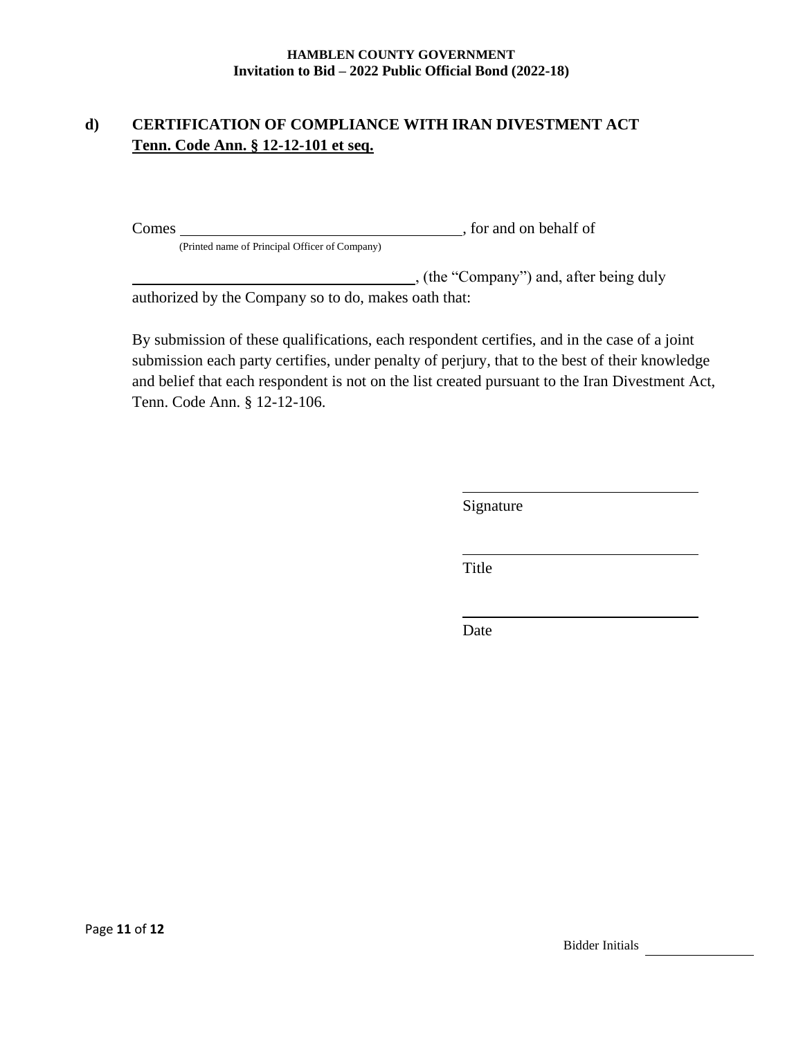## d) CERTIFICATION OF COMPLIANCE WITH IRAN DIVESTMENT ACT

**<u>Tenn. Code Ann. § 12-12-101 et seq.</u>**

Comes \_\_\_\_\_\_\_\_\_\_\_\_\_\_\_\_\_\_\_\_\_\_\_\_\_\_\_\_\_\_\_\_\_\_\_\_\_\_\_\_, for and on behalf of
(Printed name of Principal Officer of Company)

\_\_\_\_\_\_\_\_\_\_\_\_\_\_\_\_\_\_\_\_\_\_\_\_\_\_\_\_\_\_\_\_\_\_\_\_\_\_\_\_, (the "Company") and, after being duly authorized by the Company so to do, makes oath that:

By submission of these qualifications, each respondent certifies, and in the case of a joint submission each party certifies, under penalty of perjury, that to the best of their knowledge and belief that each respondent is not on the list created pursuant to the Iran Divestment Act, Tenn. Code Ann. § 12-12-106.

\_\_\_\_\_\_\_\_\_\_\_\_\_\_\_\_\_\_\_\_\_\_\_\_\_\_\_\_\_\_\_\_
Signature

\_\_\_\_\_\_\_\_\_\_\_\_\_\_\_\_\_\_\_\_\_\_\_\_\_\_\_\_\_\_\_\_
Title

\_\_\_\_\_\_\_\_\_\_\_\_\_\_\_\_\_\_\_\_\_\_\_\_\_\_\_\_\_\_\_\_
Date

Bidder Initials \_\_\_\_\_\_\_\_\_\_\_\_\_\_\_\_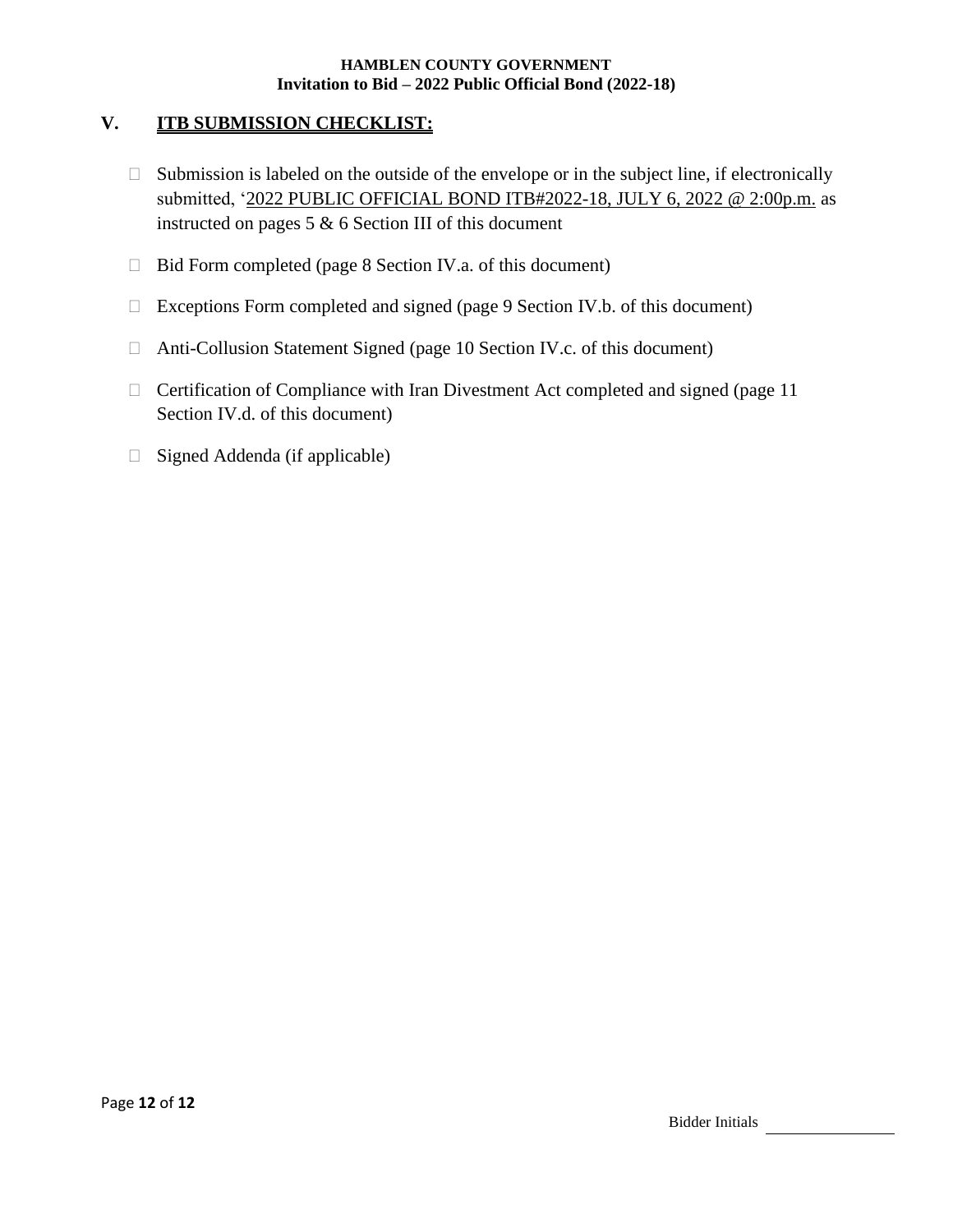## V. ITB SUBMISSION CHECKLIST:

- ☐ Submission is labeled on the outside of the envelope or in the subject line, if electronically submitted, '2022 PUBLIC OFFICIAL BOND ITB#2022-18, JULY 6, 2022 @ 2:00p.m. as instructed on pages 5 & 6 Section III of this document
- ☐ Bid Form completed (page 8 Section IV.a. of this document)
- ☐ Exceptions Form completed and signed (page 9 Section IV.b. of this document)
- ☐ Anti-Collusion Statement Signed (page 10 Section IV.c. of this document)
- ☐ Certification of Compliance with Iran Divestment Act completed and signed (page 11 Section IV.d. of this document)
- ☐ Signed Addenda (if applicable)

Bidder Initials ____________